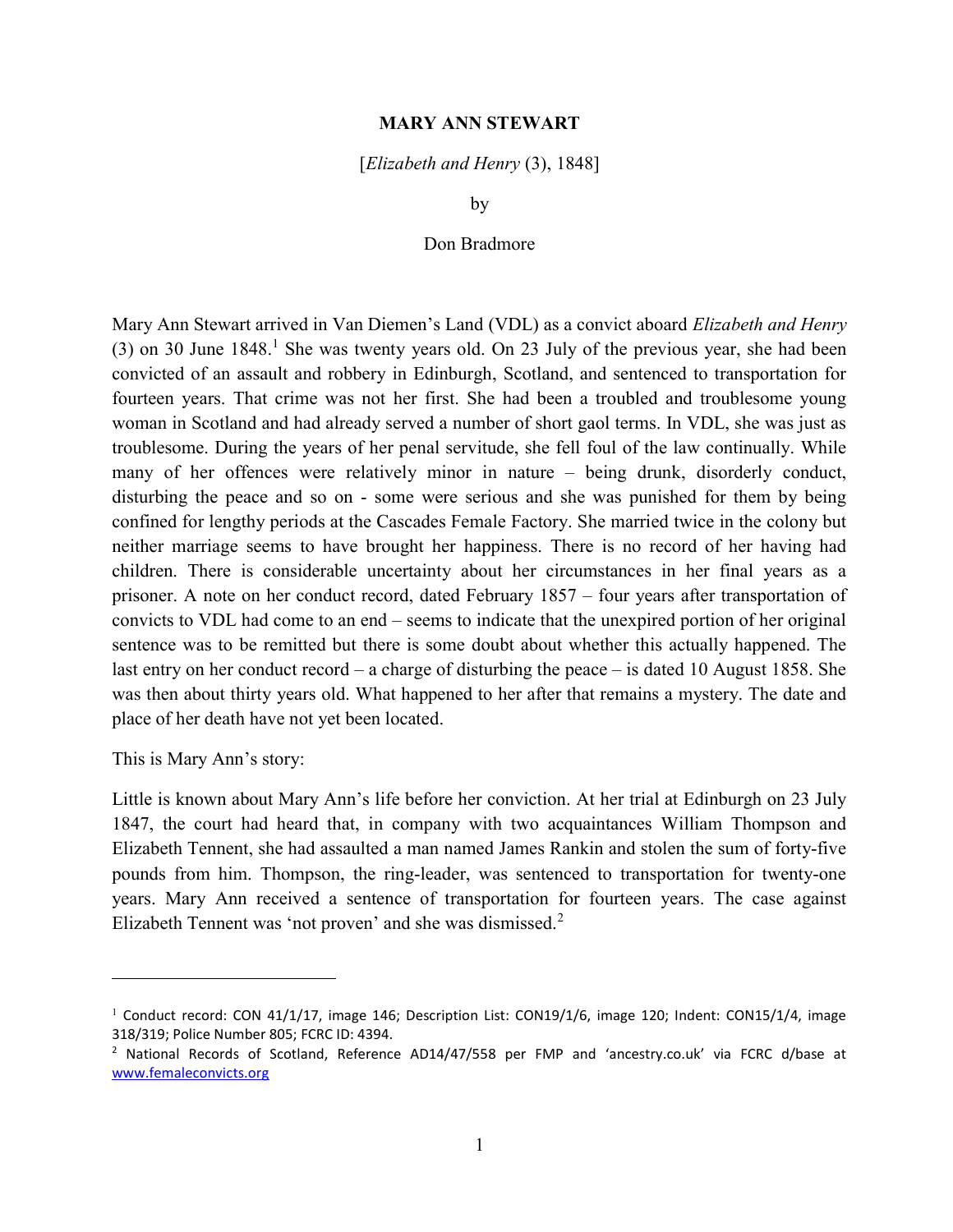# MARY ANN STEWART

[*Elizabeth and Henry* (3), 1848]

by

Don Bradmore

Mary Ann Stewart arrived in Van Diemen's Land (VDL) as a convict aboard *Elizabeth and Henry* (3) on 30 June 1848.[1] She was twenty years old. On 23 July of the previous year, she had been convicted of an assault and robbery in Edinburgh, Scotland, and sentenced to transportation for fourteen years. That crime was not her first. She had been a troubled and troublesome young woman in Scotland and had already served a number of short gaol terms. In VDL, she was just as troublesome. During the years of her penal servitude, she fell foul of the law continually. While many of her offences were relatively minor in nature – being drunk, disorderly conduct, disturbing the peace and so on - some were serious and she was punished for them by being confined for lengthy periods at the Cascades Female Factory. She married twice in the colony but neither marriage seems to have brought her happiness. There is no record of her having had children. There is considerable uncertainty about her circumstances in her final years as a prisoner. A note on her conduct record, dated February 1857 – four years after transportation of convicts to VDL had come to an end – seems to indicate that the unexpired portion of her original sentence was to be remitted but there is some doubt about whether this actually happened. The last entry on her conduct record – a charge of disturbing the peace – is dated 10 August 1858. She was then about thirty years old. What happened to her after that remains a mystery. The date and place of her death have not yet been located.

This is Mary Ann's story:

Little is known about Mary Ann's life before her conviction. At her trial at Edinburgh on 23 July 1847, the court had heard that, in company with two acquaintances William Thompson and Elizabeth Tennent, she had assaulted a man named James Rankin and stolen the sum of forty-five pounds from him. Thompson, the ring-leader, was sentenced to transportation for twenty-one years. Mary Ann received a sentence of transportation for fourteen years. The case against Elizabeth Tennent was 'not proven' and she was dismissed.[2]

---

[1] Conduct record: CON 41/1/17, image 146; Description List: CON19/1/6, image 120; Indent: CON15/1/4, image 318/319; Police Number 805; FCRC ID: 4394.

[2] National Records of Scotland, Reference AD14/47/558 per FMP and 'ancestry.co.uk' via FCRC d/base at www.femaleconvicts.org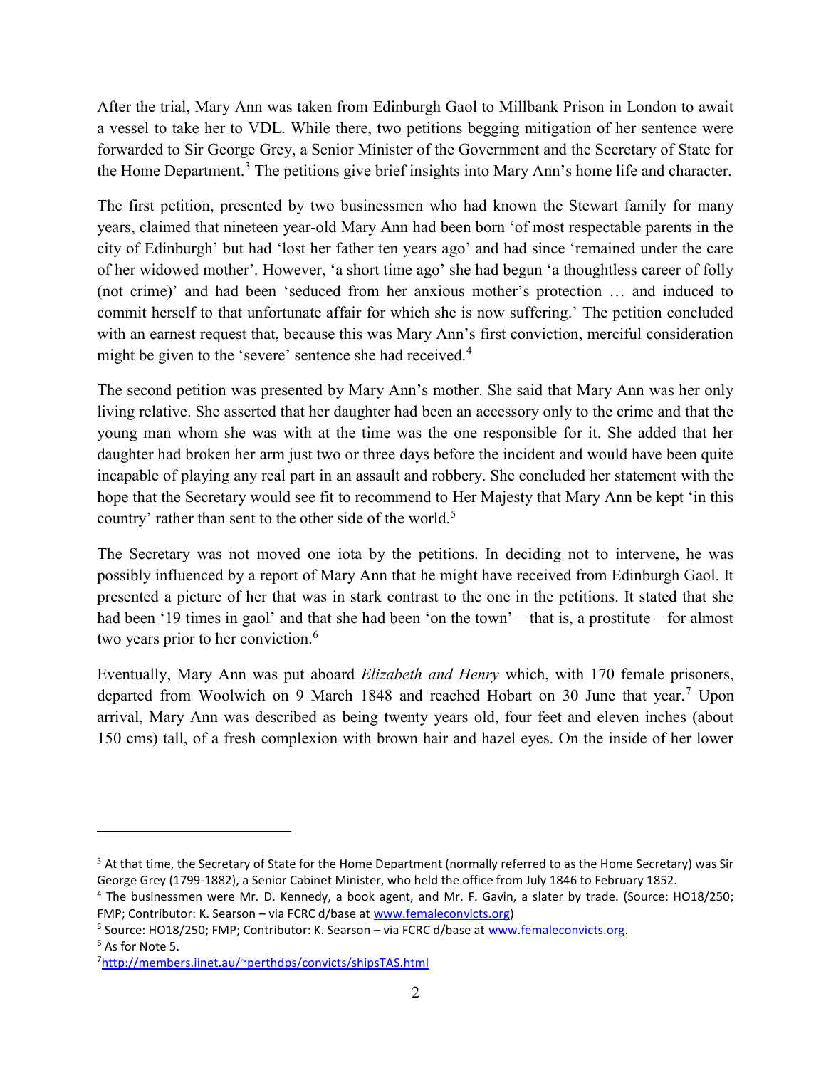After the trial, Mary Ann was taken from Edinburgh Gaol to Millbank Prison in London to await a vessel to take her to VDL. While there, two petitions begging mitigation of her sentence were forwarded to Sir George Grey, a Senior Minister of the Government and the Secretary of State for the Home Department.[3] The petitions give brief insights into Mary Ann's home life and character.

The first petition, presented by two businessmen who had known the Stewart family for many years, claimed that nineteen year-old Mary Ann had been born 'of most respectable parents in the city of Edinburgh' but had 'lost her father ten years ago' and had since 'remained under the care of her widowed mother'. However, 'a short time ago' she had begun 'a thoughtless career of folly (not crime)' and had been 'seduced from her anxious mother's protection … and induced to commit herself to that unfortunate affair for which she is now suffering.' The petition concluded with an earnest request that, because this was Mary Ann's first conviction, merciful consideration might be given to the 'severe' sentence she had received.[4]

The second petition was presented by Mary Ann's mother. She said that Mary Ann was her only living relative. She asserted that her daughter had been an accessory only to the crime and that the young man whom she was with at the time was the one responsible for it. She added that her daughter had broken her arm just two or three days before the incident and would have been quite incapable of playing any real part in an assault and robbery. She concluded her statement with the hope that the Secretary would see fit to recommend to Her Majesty that Mary Ann be kept 'in this country' rather than sent to the other side of the world.[5]

The Secretary was not moved one iota by the petitions. In deciding not to intervene, he was possibly influenced by a report of Mary Ann that he might have received from Edinburgh Gaol. It presented a picture of her that was in stark contrast to the one in the petitions. It stated that she had been '19 times in gaol' and that she had been 'on the town' – that is, a prostitute – for almost two years prior to her conviction.[6]

Eventually, Mary Ann was put aboard *Elizabeth and Henry* which, with 170 female prisoners, departed from Woolwich on 9 March 1848 and reached Hobart on 30 June that year.[7] Upon arrival, Mary Ann was described as being twenty years old, four feet and eleven inches (about 150 cms) tall, of a fresh complexion with brown hair and hazel eyes. On the inside of her lower

---

[3] At that time, the Secretary of State for the Home Department (normally referred to as the Home Secretary) was Sir George Grey (1799-1882), a Senior Cabinet Minister, who held the office from July 1846 to February 1852.

[4] The businessmen were Mr. D. Kennedy, a book agent, and Mr. F. Gavin, a slater by trade. (Source: HO18/250; FMP; Contributor: K. Searson – via FCRC d/base at www.femaleconvicts.org)

[5] Source: HO18/250; FMP; Contributor: K. Searson – via FCRC d/base at www.femaleconvicts.org.

[6] As for Note 5.

[7] http://members.iinet.au/~perthdps/convicts/shipsTAS.html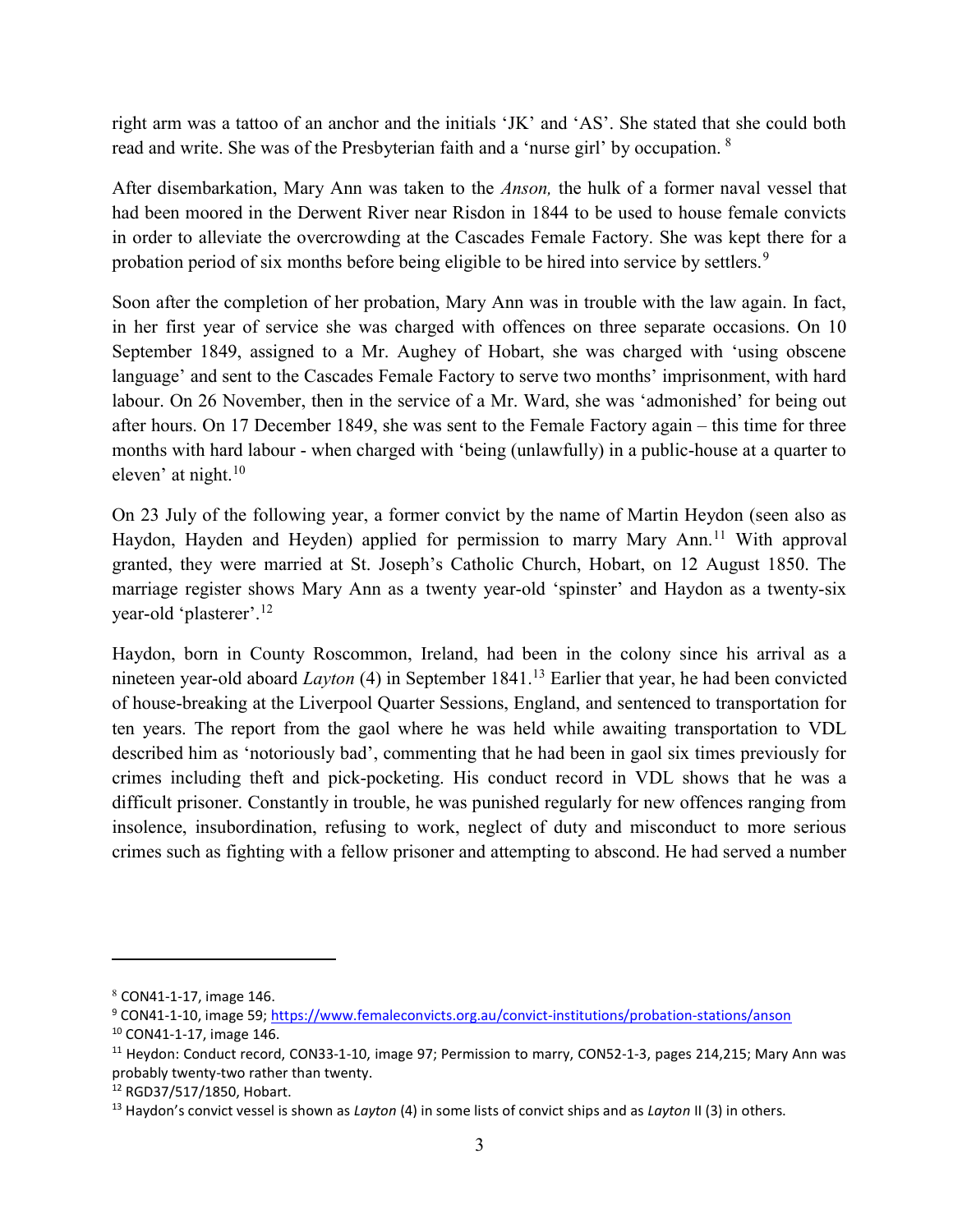right arm was a tattoo of an anchor and the initials 'JK' and 'AS'. She stated that she could both read and write. She was of the Presbyterian faith and a 'nurse girl' by occupation. [8]

After disembarkation, Mary Ann was taken to the *Anson,* the hulk of a former naval vessel that had been moored in the Derwent River near Risdon in 1844 to be used to house female convicts in order to alleviate the overcrowding at the Cascades Female Factory. She was kept there for a probation period of six months before being eligible to be hired into service by settlers.[9]

Soon after the completion of her probation, Mary Ann was in trouble with the law again. In fact, in her first year of service she was charged with offences on three separate occasions. On 10 September 1849, assigned to a Mr. Aughey of Hobart, she was charged with 'using obscene language' and sent to the Cascades Female Factory to serve two months' imprisonment, with hard labour. On 26 November, then in the service of a Mr. Ward, she was 'admonished' for being out after hours. On 17 December 1849, she was sent to the Female Factory again – this time for three months with hard labour - when charged with 'being (unlawfully) in a public-house at a quarter to eleven' at night.[10]

On 23 July of the following year, a former convict by the name of Martin Heydon (seen also as Haydon, Hayden and Heyden) applied for permission to marry Mary Ann.[11] With approval granted, they were married at St. Joseph's Catholic Church, Hobart, on 12 August 1850. The marriage register shows Mary Ann as a twenty year-old 'spinster' and Haydon as a twenty-six year-old 'plasterer'.[12]

Haydon, born in County Roscommon, Ireland, had been in the colony since his arrival as a nineteen year-old aboard *Layton* (4) in September 1841.[13] Earlier that year, he had been convicted of house-breaking at the Liverpool Quarter Sessions, England, and sentenced to transportation for ten years. The report from the gaol where he was held while awaiting transportation to VDL described him as 'notoriously bad', commenting that he had been in gaol six times previously for crimes including theft and pick-pocketing. His conduct record in VDL shows that he was a difficult prisoner. Constantly in trouble, he was punished regularly for new offences ranging from insolence, insubordination, refusing to work, neglect of duty and misconduct to more serious crimes such as fighting with a fellow prisoner and attempting to abscond. He had served a number

---

[8] CON41-1-17, image 146.

[9] CON41-1-10, image 59; https://www.femaleconvicts.org.au/convict-institutions/probation-stations/anson

[10] CON41-1-17, image 146.

[11] Heydon: Conduct record, CON33-1-10, image 97; Permission to marry, CON52-1-3, pages 214,215; Mary Ann was probably twenty-two rather than twenty.

[12] RGD37/517/1850, Hobart.

[13] Haydon's convict vessel is shown as *Layton* (4) in some lists of convict ships and as *Layton* II (3) in others.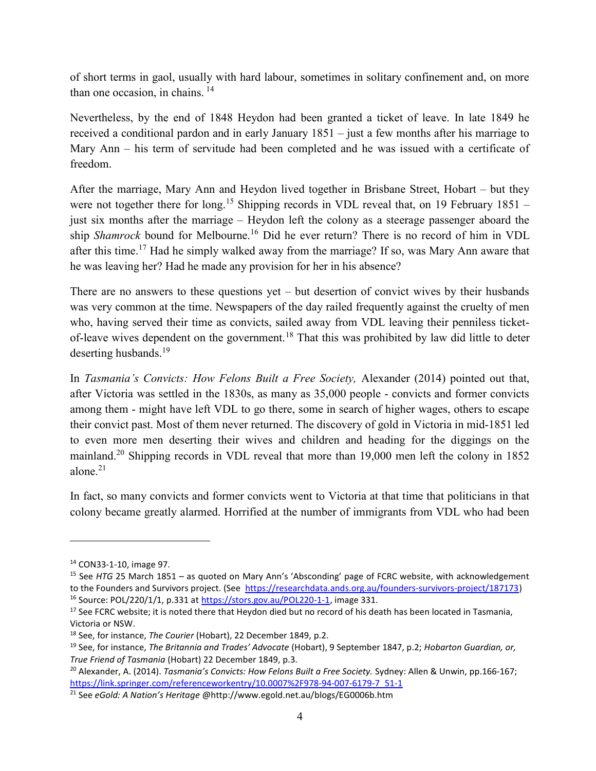of short terms in gaol, usually with hard labour, sometimes in solitary confinement and, on more than one occasion, in chains. [14]

Nevertheless, by the end of 1848 Heydon had been granted a ticket of leave. In late 1849 he received a conditional pardon and in early January 1851 – just a few months after his marriage to Mary Ann – his term of servitude had been completed and he was issued with a certificate of freedom.

After the marriage, Mary Ann and Heydon lived together in Brisbane Street, Hobart – but they were not together there for long.[15] Shipping records in VDL reveal that, on 19 February 1851 – just six months after the marriage – Heydon left the colony as a steerage passenger aboard the ship *Shamrock* bound for Melbourne.[16] Did he ever return? There is no record of him in VDL after this time.[17] Had he simply walked away from the marriage? If so, was Mary Ann aware that he was leaving her? Had he made any provision for her in his absence?

There are no answers to these questions yet – but desertion of convict wives by their husbands was very common at the time. Newspapers of the day railed frequently against the cruelty of men who, having served their time as convicts, sailed away from VDL leaving their penniless ticket-of-leave wives dependent on the government.[18] That this was prohibited by law did little to deter deserting husbands.[19]

In *Tasmania's Convicts: How Felons Built a Free Society,* Alexander (2014) pointed out that, after Victoria was settled in the 1830s, as many as 35,000 people - convicts and former convicts among them - might have left VDL to go there, some in search of higher wages, others to escape their convict past. Most of them never returned. The discovery of gold in Victoria in mid-1851 led to even more men deserting their wives and children and heading for the diggings on the mainland.[20] Shipping records in VDL reveal that more than 19,000 men left the colony in 1852 alone.[21]

In fact, so many convicts and former convicts went to Victoria at that time that politicians in that colony became greatly alarmed. Horrified at the number of immigrants from VDL who had been

---

[14] CON33-1-10, image 97.

[15] See *HTG* 25 March 1851 – as quoted on Mary Ann's 'Absconding' page of FCRC website, with acknowledgement to the Founders and Survivors project. (See https://researchdata.ands.org.au/founders-survivors-project/187173)

[16] Source: POL/220/1/1, p.331 at https://stors.gov.au/POL220-1-1, image 331.

[17] See FCRC website; it is noted there that Heydon died but no record of his death has been located in Tasmania, Victoria or NSW.

[18] See, for instance, *The Courier* (Hobart), 22 December 1849, p.2.

[19] See, for instance, *The Britannia and Trades' Advocate* (Hobart), 9 September 1847, p.2; *Hobarton Guardian, or, True Friend of Tasmania* (Hobart) 22 December 1849, p.3.

[20] Alexander, A. (2014). *Tasmania's Convicts: How Felons Built a Free Society.* Sydney: Allen & Unwin, pp.166-167; https://link.springer.com/referenceworkentry/10.0007%2F978-94-007-6179-7_51-1

[21] See *eGold: A Nation's Heritage* @http://www.egold.net.au/blogs/EG0006b.htm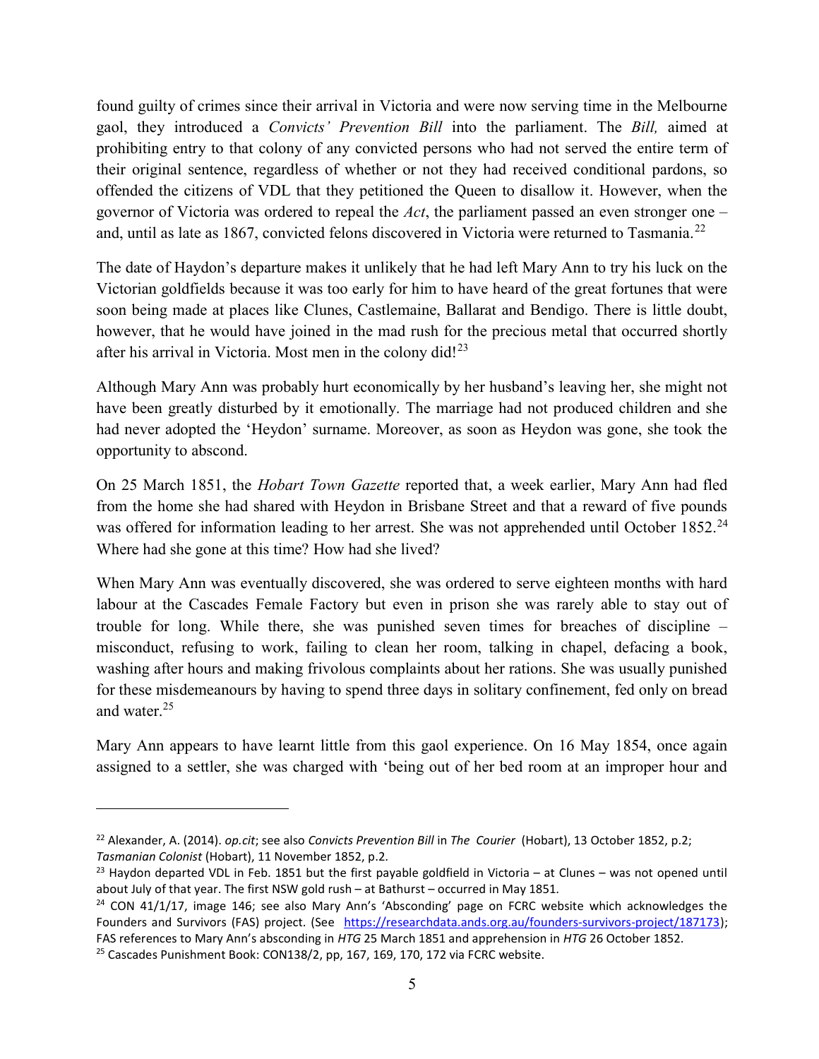found guilty of crimes since their arrival in Victoria and were now serving time in the Melbourne gaol, they introduced a *Convicts' Prevention Bill* into the parliament. The *Bill,* aimed at prohibiting entry to that colony of any convicted persons who had not served the entire term of their original sentence, regardless of whether or not they had received conditional pardons, so offended the citizens of VDL that they petitioned the Queen to disallow it. However, when the governor of Victoria was ordered to repeal the *Act*, the parliament passed an even stronger one – and, until as late as 1867, convicted felons discovered in Victoria were returned to Tasmania.[22]

The date of Haydon's departure makes it unlikely that he had left Mary Ann to try his luck on the Victorian goldfields because it was too early for him to have heard of the great fortunes that were soon being made at places like Clunes, Castlemaine, Ballarat and Bendigo. There is little doubt, however, that he would have joined in the mad rush for the precious metal that occurred shortly after his arrival in Victoria. Most men in the colony did![23]

Although Mary Ann was probably hurt economically by her husband's leaving her, she might not have been greatly disturbed by it emotionally. The marriage had not produced children and she had never adopted the 'Heydon' surname. Moreover, as soon as Heydon was gone, she took the opportunity to abscond.

On 25 March 1851, the *Hobart Town Gazette* reported that, a week earlier, Mary Ann had fled from the home she had shared with Heydon in Brisbane Street and that a reward of five pounds was offered for information leading to her arrest. She was not apprehended until October 1852.[24] Where had she gone at this time? How had she lived?

When Mary Ann was eventually discovered, she was ordered to serve eighteen months with hard labour at the Cascades Female Factory but even in prison she was rarely able to stay out of trouble for long. While there, she was punished seven times for breaches of discipline – misconduct, refusing to work, failing to clean her room, talking in chapel, defacing a book, washing after hours and making frivolous complaints about her rations. She was usually punished for these misdemeanours by having to spend three days in solitary confinement, fed only on bread and water.[25]

Mary Ann appears to have learnt little from this gaol experience. On 16 May 1854, once again assigned to a settler, she was charged with 'being out of her bed room at an improper hour and

---

[22] Alexander, A. (2014). *op.cit*; see also *Convicts Prevention Bill* in *The Courier* (Hobart), 13 October 1852, p.2; *Tasmanian Colonist* (Hobart), 11 November 1852, p.2.

[23] Haydon departed VDL in Feb. 1851 but the first payable goldfield in Victoria – at Clunes – was not opened until about July of that year. The first NSW gold rush – at Bathurst – occurred in May 1851.

[24] CON 41/1/17, image 146; see also Mary Ann's 'Absconding' page on FCRC website which acknowledges the Founders and Survivors (FAS) project. (See https://researchdata.ands.org.au/founders-survivors-project/187173); FAS references to Mary Ann's absconding in *HTG* 25 March 1851 and apprehension in *HTG* 26 October 1852.

[25] Cascades Punishment Book: CON138/2, pp, 167, 169, 170, 172 via FCRC website.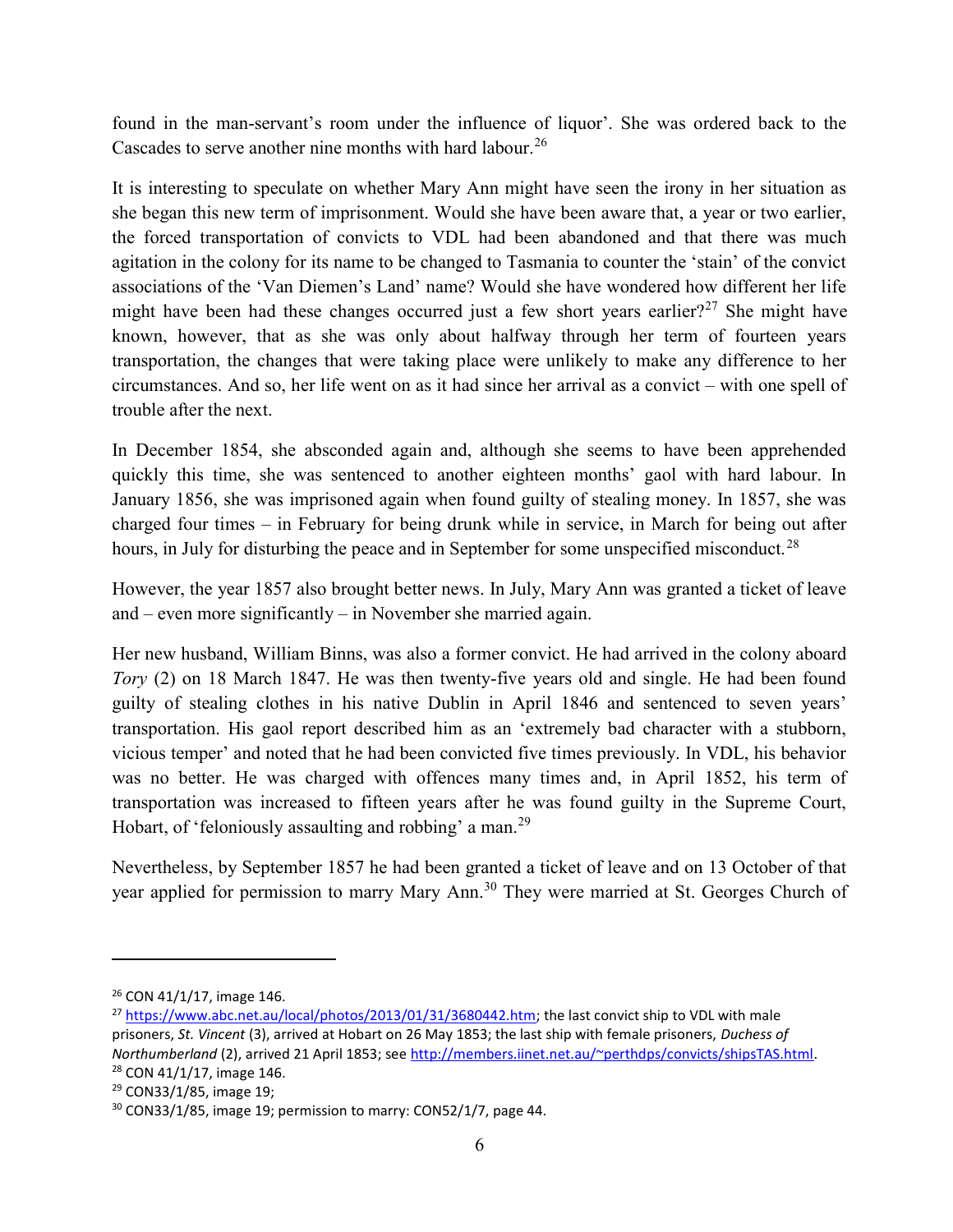found in the man-servant's room under the influence of liquor'. She was ordered back to the Cascades to serve another nine months with hard labour.[26]

It is interesting to speculate on whether Mary Ann might have seen the irony in her situation as she began this new term of imprisonment. Would she have been aware that, a year or two earlier, the forced transportation of convicts to VDL had been abandoned and that there was much agitation in the colony for its name to be changed to Tasmania to counter the 'stain' of the convict associations of the 'Van Diemen's Land' name? Would she have wondered how different her life might have been had these changes occurred just a few short years earlier?[27] She might have known, however, that as she was only about halfway through her term of fourteen years transportation, the changes that were taking place were unlikely to make any difference to her circumstances. And so, her life went on as it had since her arrival as a convict – with one spell of trouble after the next.

In December 1854, she absconded again and, although she seems to have been apprehended quickly this time, she was sentenced to another eighteen months' gaol with hard labour. In January 1856, she was imprisoned again when found guilty of stealing money. In 1857, she was charged four times – in February for being drunk while in service, in March for being out after hours, in July for disturbing the peace and in September for some unspecified misconduct.[28]

However, the year 1857 also brought better news. In July, Mary Ann was granted a ticket of leave and – even more significantly – in November she married again.

Her new husband, William Binns, was also a former convict. He had arrived in the colony aboard *Tory* (2) on 18 March 1847. He was then twenty-five years old and single. He had been found guilty of stealing clothes in his native Dublin in April 1846 and sentenced to seven years' transportation. His gaol report described him as an 'extremely bad character with a stubborn, vicious temper' and noted that he had been convicted five times previously. In VDL, his behavior was no better. He was charged with offences many times and, in April 1852, his term of transportation was increased to fifteen years after he was found guilty in the Supreme Court, Hobart, of 'feloniously assaulting and robbing' a man.[29]

Nevertheless, by September 1857 he had been granted a ticket of leave and on 13 October of that year applied for permission to marry Mary Ann.[30] They were married at St. Georges Church of

---

[26] CON 41/1/17, image 146.

[27] https://www.abc.net.au/local/photos/2013/01/31/3680442.htm; the last convict ship to VDL with male prisoners, *St. Vincent* (3), arrived at Hobart on 26 May 1853; the last ship with female prisoners, *Duchess of Northumberland* (2), arrived 21 April 1853; see http://members.iinet.net.au/~perthdps/convicts/shipsTAS.html.

[28] CON 41/1/17, image 146.

[29] CON33/1/85, image 19;

[30] CON33/1/85, image 19; permission to marry: CON52/1/7, page 44.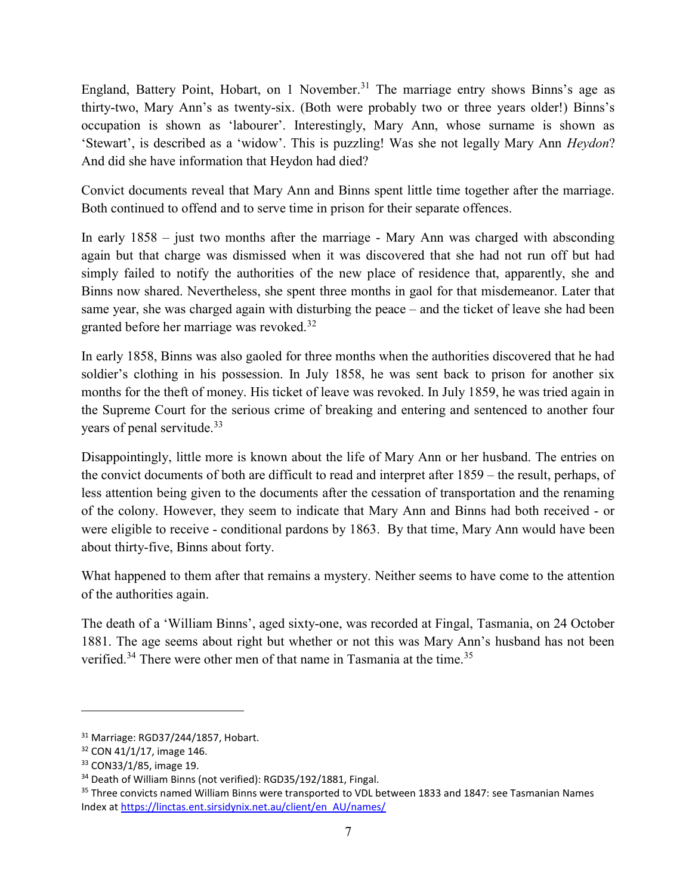England, Battery Point, Hobart, on 1 November.[31] The marriage entry shows Binns's age as thirty-two, Mary Ann's as twenty-six. (Both were probably two or three years older!) Binns's occupation is shown as 'labourer'. Interestingly, Mary Ann, whose surname is shown as 'Stewart', is described as a 'widow'. This is puzzling! Was she not legally Mary Ann *Heydon*? And did she have information that Heydon had died?

Convict documents reveal that Mary Ann and Binns spent little time together after the marriage. Both continued to offend and to serve time in prison for their separate offences.

In early 1858 – just two months after the marriage - Mary Ann was charged with absconding again but that charge was dismissed when it was discovered that she had not run off but had simply failed to notify the authorities of the new place of residence that, apparently, she and Binns now shared. Nevertheless, she spent three months in gaol for that misdemeanor. Later that same year, she was charged again with disturbing the peace – and the ticket of leave she had been granted before her marriage was revoked.[32]

In early 1858, Binns was also gaoled for three months when the authorities discovered that he had soldier's clothing in his possession. In July 1858, he was sent back to prison for another six months for the theft of money. His ticket of leave was revoked. In July 1859, he was tried again in the Supreme Court for the serious crime of breaking and entering and sentenced to another four years of penal servitude.[33]

Disappointingly, little more is known about the life of Mary Ann or her husband. The entries on the convict documents of both are difficult to read and interpret after 1859 – the result, perhaps, of less attention being given to the documents after the cessation of transportation and the renaming of the colony. However, they seem to indicate that Mary Ann and Binns had both received - or were eligible to receive - conditional pardons by 1863. By that time, Mary Ann would have been about thirty-five, Binns about forty.

What happened to them after that remains a mystery. Neither seems to have come to the attention of the authorities again.

The death of a 'William Binns', aged sixty-one, was recorded at Fingal, Tasmania, on 24 October 1881. The age seems about right but whether or not this was Mary Ann's husband has not been verified.[34] There were other men of that name in Tasmania at the time.[35]

---

[31] Marriage: RGD37/244/1857, Hobart.

[32] CON 41/1/17, image 146.

[33] CON33/1/85, image 19.

[34] Death of William Binns (not verified): RGD35/192/1881, Fingal.

[35] Three convicts named William Binns were transported to VDL between 1833 and 1847: see Tasmanian Names Index at https://linctas.ent.sirsidynix.net.au/client/en_AU/names/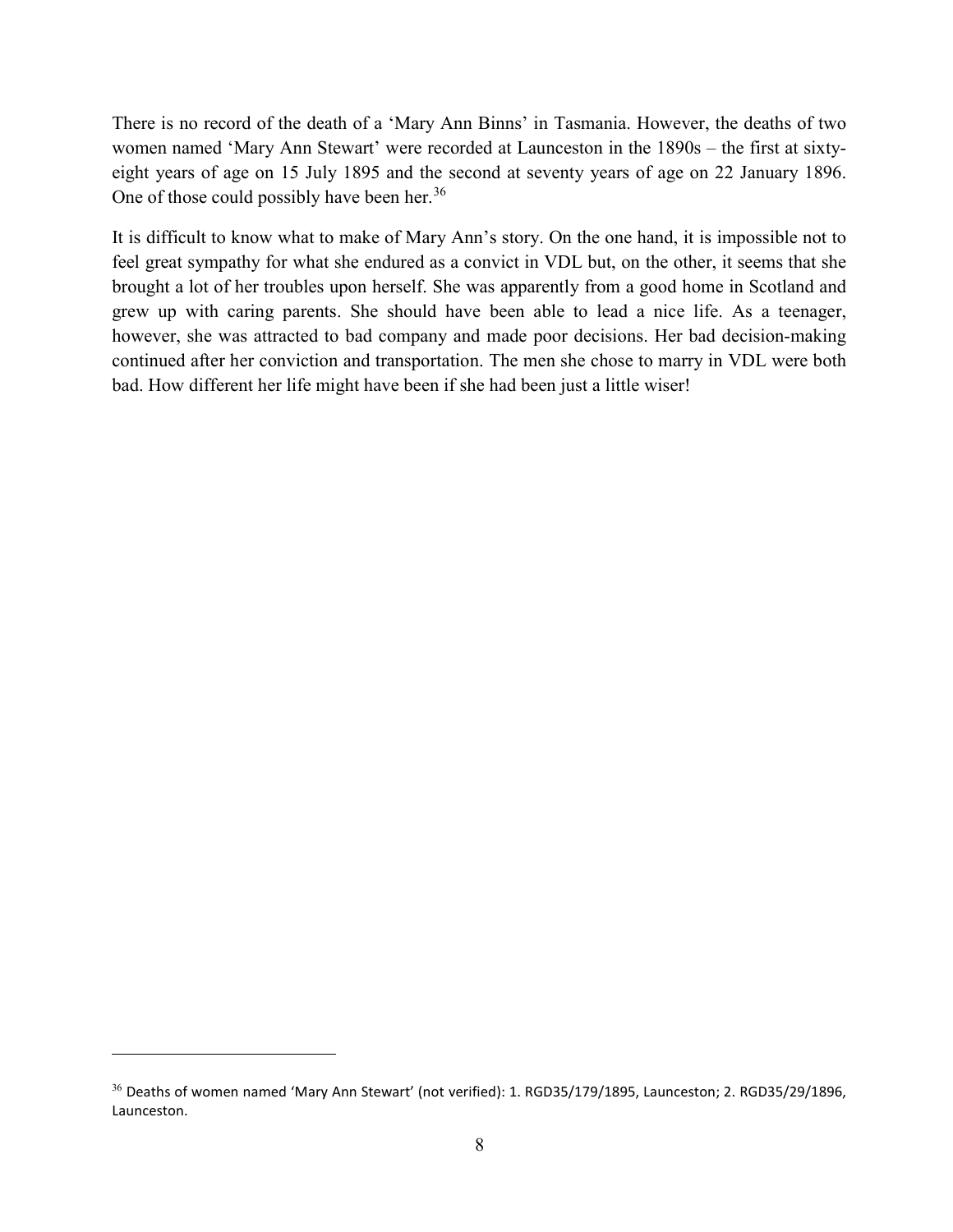There is no record of the death of a 'Mary Ann Binns' in Tasmania. However, the deaths of two women named 'Mary Ann Stewart' were recorded at Launceston in the 1890s – the first at sixty-eight years of age on 15 July 1895 and the second at seventy years of age on 22 January 1896. One of those could possibly have been her.[36]

It is difficult to know what to make of Mary Ann's story. On the one hand, it is impossible not to feel great sympathy for what she endured as a convict in VDL but, on the other, it seems that she brought a lot of her troubles upon herself. She was apparently from a good home in Scotland and grew up with caring parents. She should have been able to lead a nice life. As a teenager, however, she was attracted to bad company and made poor decisions. Her bad decision-making continued after her conviction and transportation. The men she chose to marry in VDL were both bad. How different her life might have been if she had been just a little wiser!

---

[36] Deaths of women named 'Mary Ann Stewart' (not verified): 1. RGD35/179/1895, Launceston; 2. RGD35/29/1896, Launceston.